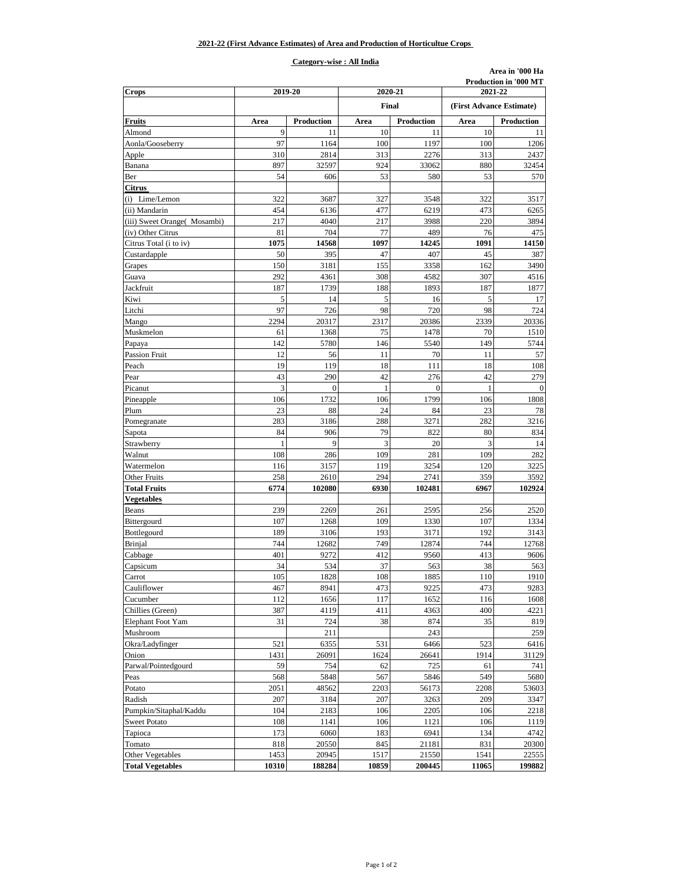**2021-22 (First Advance Estimates) of Area and Production of Horticultue Crops**

**Category-wise : All India**

**Area in '000 Ha**
**Production in '000 MT**

| Crops | 2019-20 | | 2020-21 | | 2021-22 | |
|---|---|---|---|---|---|---|
| | | | Final | | (First Advance Estimate) | |
| **Fruits** | **Area** | **Production** | **Area** | **Production** | **Area** | **Production** |
| Almond | 9 | 11 | 10 | 11 | 10 | 11 |
| Aonla/Gooseberry | 97 | 1164 | 100 | 1197 | 100 | 1206 |
| Apple | 310 | 2814 | 313 | 2276 | 313 | 2437 |
| Banana | 897 | 32597 | 924 | 33062 | 880 | 32454 |
| Ber | 54 | 606 | 53 | 580 | 53 | 570 |
| **Citrus** | | | | | | |
| (i) Lime/Lemon | 322 | 3687 | 327 | 3548 | 322 | 3517 |
| (ii) Mandarin | 454 | 6136 | 477 | 6219 | 473 | 6265 |
| (iii) Sweet Orange( Mosambi) | 217 | 4040 | 217 | 3988 | 220 | 3894 |
| (iv) Other Citrus | 81 | 704 | 77 | 489 | 76 | 475 |
| Citrus Total (i to iv) | **1075** | **14568** | **1097** | **14245** | **1091** | **14150** |
| Custardapple | 50 | 395 | 47 | 407 | 45 | 387 |
| Grapes | 150 | 3181 | 155 | 3358 | 162 | 3490 |
| Guava | 292 | 4361 | 308 | 4582 | 307 | 4516 |
| Jackfruit | 187 | 1739 | 188 | 1893 | 187 | 1877 |
| Kiwi | 5 | 14 | 5 | 16 | 5 | 17 |
| Litchi | 97 | 726 | 98 | 720 | 98 | 724 |
| Mango | 2294 | 20317 | 2317 | 20386 | 2339 | 20336 |
| Muskmelon | 61 | 1368 | 75 | 1478 | 70 | 1510 |
| Papaya | 142 | 5780 | 146 | 5540 | 149 | 5744 |
| Passion Fruit | 12 | 56 | 11 | 70 | 11 | 57 |
| Peach | 19 | 119 | 18 | 111 | 18 | 108 |
| Pear | 43 | 290 | 42 | 276 | 42 | 279 |
| Picanut | 3 | 0 | 1 | 0 | 1 | 0 |
| Pineapple | 106 | 1732 | 106 | 1799 | 106 | 1808 |
| Plum | 23 | 88 | 24 | 84 | 23 | 78 |
| Pomegranate | 283 | 3186 | 288 | 3271 | 282 | 3216 |
| Sapota | 84 | 906 | 79 | 822 | 80 | 834 |
| Strawberry | 1 | 9 | 3 | 20 | 3 | 14 |
| Walnut | 108 | 286 | 109 | 281 | 109 | 282 |
| Watermelon | 116 | 3157 | 119 | 3254 | 120 | 3225 |
| Other Fruits | 258 | 2610 | 294 | 2741 | 359 | 3592 |
| **Total Fruits** | **6774** | **102080** | **6930** | **102481** | **6967** | **102924** |
| **Vegetables** | | | | | | |
| Beans | 239 | 2269 | 261 | 2595 | 256 | 2520 |
| Bittergourd | 107 | 1268 | 109 | 1330 | 107 | 1334 |
| Bottlegourd | 189 | 3106 | 193 | 3171 | 192 | 3143 |
| Brinjal | 744 | 12682 | 749 | 12874 | 744 | 12768 |
| Cabbage | 401 | 9272 | 412 | 9560 | 413 | 9606 |
| Capsicum | 34 | 534 | 37 | 563 | 38 | 563 |
| Carrot | 105 | 1828 | 108 | 1885 | 110 | 1910 |
| Cauliflower | 467 | 8941 | 473 | 9225 | 473 | 9283 |
| Cucumber | 112 | 1656 | 117 | 1652 | 116 | 1608 |
| Chillies (Green) | 387 | 4119 | 411 | 4363 | 400 | 4221 |
| Elephant Foot Yam | 31 | 724 | 38 | 874 | 35 | 819 |
| Mushroom | | 211 | | 243 | | 259 |
| Okra/Ladyfinger | 521 | 6355 | 531 | 6466 | 523 | 6416 |
| Onion | 1431 | 26091 | 1624 | 26641 | 1914 | 31129 |
| Parwal/Pointedgourd | 59 | 754 | 62 | 725 | 61 | 741 |
| Peas | 568 | 5848 | 567 | 5846 | 549 | 5680 |
| Potato | 2051 | 48562 | 2203 | 56173 | 2208 | 53603 |
| Radish | 207 | 3184 | 207 | 3263 | 209 | 3347 |
| Pumpkin/Sitaphal/Kaddu | 104 | 2183 | 106 | 2205 | 106 | 2218 |
| Sweet Potato | 108 | 1141 | 106 | 1121 | 106 | 1119 |
| Tapioca | 173 | 6060 | 183 | 6941 | 134 | 4742 |
| Tomato | 818 | 20550 | 845 | 21181 | 831 | 20300 |
| Other Vegetables | 1453 | 20945 | 1517 | 21550 | 1541 | 22555 |
| **Total Vegetables** | **10310** | **188284** | **10859** | **200445** | **11065** | **199882** |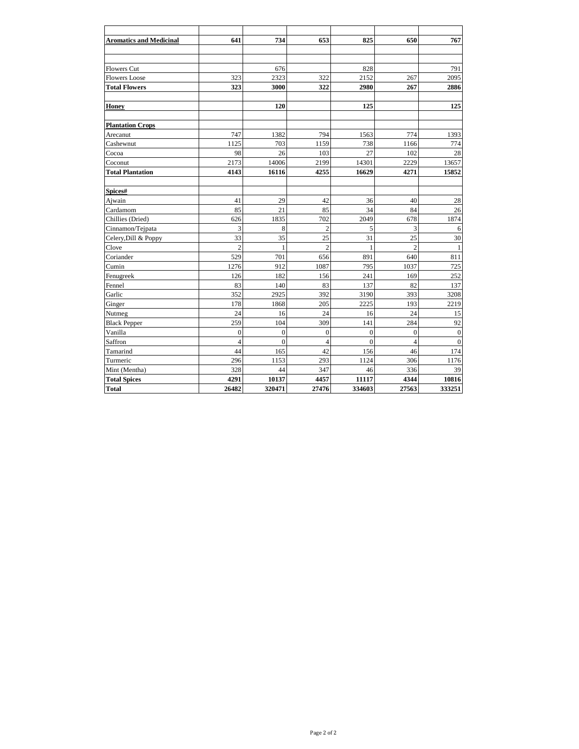| | | | | | | |
|---|---|---|---|---|---|---|
| **Aromatics and Medicinal** | **641** | **734** | **653** | **825** | **650** | **767** |
| | | | | | | |
| | | | | | | |
| Flowers Cut | | 676 | | 828 | | 791 |
| Flowers Loose | 323 | 2323 | 322 | 2152 | 267 | 2095 |
| **Total Flowers** | **323** | **3000** | **322** | **2980** | **267** | **2886** |
| | | | | | | |
| **Honey** | | **120** | | **125** | | **125** |
| | | | | | | |
| **Plantation Crops** | | | | | | |
| Arecanut | 747 | 1382 | 794 | 1563 | 774 | 1393 |
| Cashewnut | 1125 | 703 | 1159 | 738 | 1166 | 774 |
| Cocoa | 98 | 26 | 103 | 27 | 102 | 28 |
| Coconut | 2173 | 14006 | 2199 | 14301 | 2229 | 13657 |
| **Total Plantation** | **4143** | **16116** | **4255** | **16629** | **4271** | **15852** |
| | | | | | | |
| **Spices#** | | | | | | |
| Ajwain | 41 | 29 | 42 | 36 | 40 | 28 |
| Cardamom | 85 | 21 | 85 | 34 | 84 | 26 |
| Chillies (Dried) | 626 | 1835 | 702 | 2049 | 678 | 1874 |
| Cinnamon/Tejpata | 3 | 8 | 2 | 5 | 3 | 6 |
| Celery,Dill & Poppy | 33 | 35 | 25 | 31 | 25 | 30 |
| Clove | 2 | 1 | 2 | 1 | 2 | 1 |
| Coriander | 529 | 701 | 656 | 891 | 640 | 811 |
| Cumin | 1276 | 912 | 1087 | 795 | 1037 | 725 |
| Fenugreek | 126 | 182 | 156 | 241 | 169 | 252 |
| Fennel | 83 | 140 | 83 | 137 | 82 | 137 |
| Garlic | 352 | 2925 | 392 | 3190 | 393 | 3208 |
| Ginger | 178 | 1868 | 205 | 2225 | 193 | 2219 |
| Nutmeg | 24 | 16 | 24 | 16 | 24 | 15 |
| Black Pepper | 259 | 104 | 309 | 141 | 284 | 92 |
| Vanilla | 0 | 0 | 0 | 0 | 0 | 0 |
| Saffron | 4 | 0 | 4 | 0 | 4 | 0 |
| Tamarind | 44 | 165 | 42 | 156 | 46 | 174 |
| Turmeric | 296 | 1153 | 293 | 1124 | 306 | 1176 |
| Mint (Mentha) | 328 | 44 | 347 | 46 | 336 | 39 |
| **Total Spices** | **4291** | **10137** | **4457** | **11117** | **4344** | **10816** |
| **Total** | **26482** | **320471** | **27476** | **334603** | **27563** | **333251** |